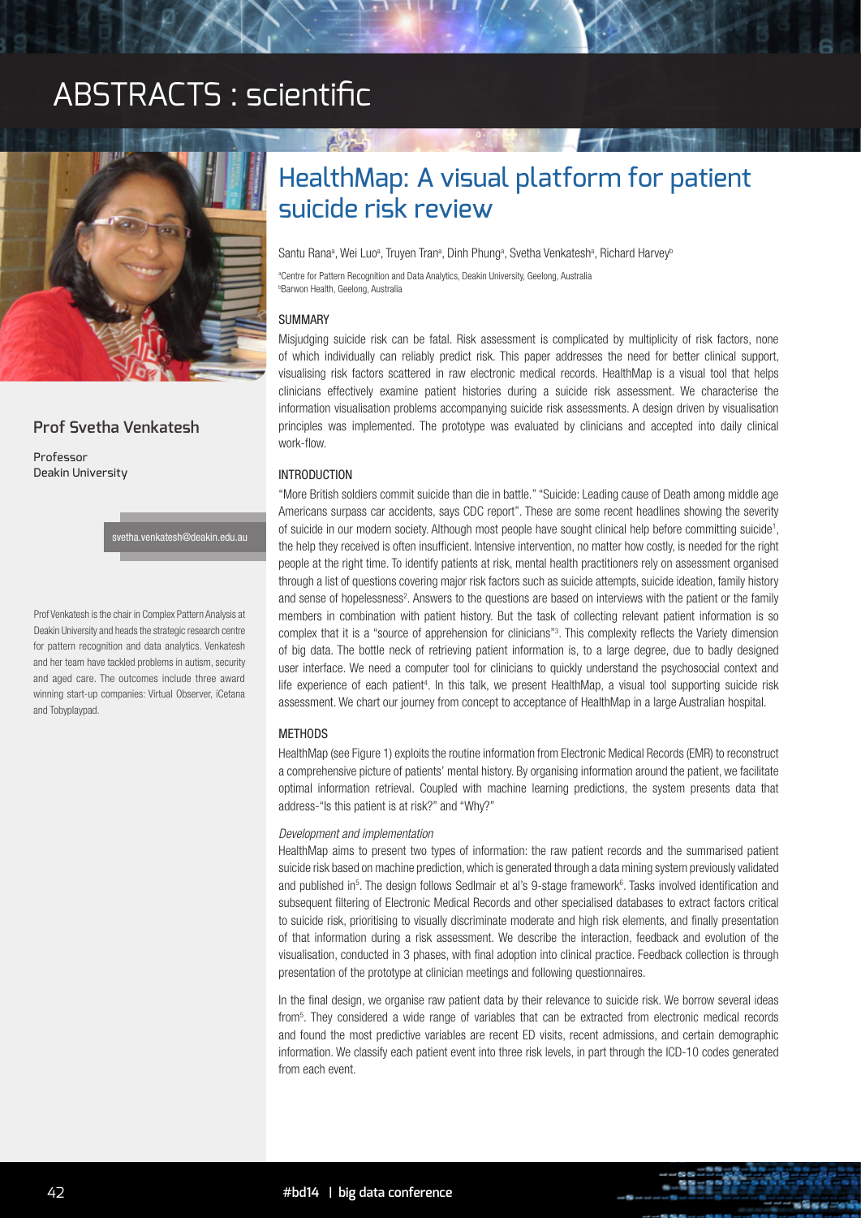# ABSTRACTS : scientific

## Prof Svetha Venkatesh

Professor
Deakin University

svetha.venkatesh@deakin.edu.au

Prof Venkatesh is the chair in Complex Pattern Analysis at Deakin University and heads the strategic research centre for pattern recognition and data analytics. Venkatesh and her team have tackled problems in autism, security and aged care. The outcomes include three award winning start-up companies: Virtual Observer, iCetana and Tobyplaypad.

# HealthMap: A visual platform for patient suicide risk review

Santu Rana[a], Wei Luo[a], Truyen Tran[a], Dinh Phung[a], Svetha Venkatesh[a], Richard Harvey[b]

[a]Centre for Pattern Recognition and Data Analytics, Deakin University, Geelong, Australia
[b]Barwon Health, Geelong, Australia

### SUMMARY

Misjudging suicide risk can be fatal. Risk assessment is complicated by multiplicity of risk factors, none of which individually can reliably predict risk. This paper addresses the need for better clinical support, visualising risk factors scattered in raw electronic medical records. HealthMap is a visual tool that helps clinicians effectively examine patient histories during a suicide risk assessment. We characterise the information visualisation problems accompanying suicide risk assessments. A design driven by visualisation principles was implemented. The prototype was evaluated by clinicians and accepted into daily clinical work-flow.

### INTRODUCTION

"More British soldiers commit suicide than die in battle." "Suicide: Leading cause of Death among middle age Americans surpass car accidents, says CDC report". These are some recent headlines showing the severity of suicide in our modern society. Although most people have sought clinical help before committing suicide[1], the help they received is often insufficient. Intensive intervention, no matter how costly, is needed for the right people at the right time. To identify patients at risk, mental health practitioners rely on assessment organised through a list of questions covering major risk factors such as suicide attempts, suicide ideation, family history and sense of hopelessness[2]. Answers to the questions are based on interviews with the patient or the family members in combination with patient history. But the task of collecting relevant patient information is so complex that it is a "source of apprehension for clinicians"[3]. This complexity reflects the Variety dimension of big data. The bottle neck of retrieving patient information is, to a large degree, due to badly designed user interface. We need a computer tool for clinicians to quickly understand the psychosocial context and life experience of each patient[4]. In this talk, we present HealthMap, a visual tool supporting suicide risk assessment. We chart our journey from concept to acceptance of HealthMap in a large Australian hospital.

### METHODS

HealthMap (see Figure 1) exploits the routine information from Electronic Medical Records (EMR) to reconstruct a comprehensive picture of patients' mental history. By organising information around the patient, we facilitate optimal information retrieval. Coupled with machine learning predictions, the system presents data that address-"Is this patient is at risk?" and "Why?"

*Development and implementation*

HealthMap aims to present two types of information: the raw patient records and the summarised patient suicide risk based on machine prediction, which is generated through a data mining system previously validated and published in[5]. The design follows Sedlmair et al's 9-stage framework[6]. Tasks involved identification and subsequent filtering of Electronic Medical Records and other specialised databases to extract factors critical to suicide risk, prioritising to visually discriminate moderate and high risk elements, and finally presentation of that information during a risk assessment. We describe the interaction, feedback and evolution of the visualisation, conducted in 3 phases, with final adoption into clinical practice. Feedback collection is through presentation of the prototype at clinician meetings and following questionnaires.

In the final design, we organise raw patient data by their relevance to suicide risk. We borrow several ideas from[5]. They considered a wide range of variables that can be extracted from electronic medical records and found the most predictive variables are recent ED visits, recent admissions, and certain demographic information. We classify each patient event into three risk levels, in part through the ICD-10 codes generated from each event.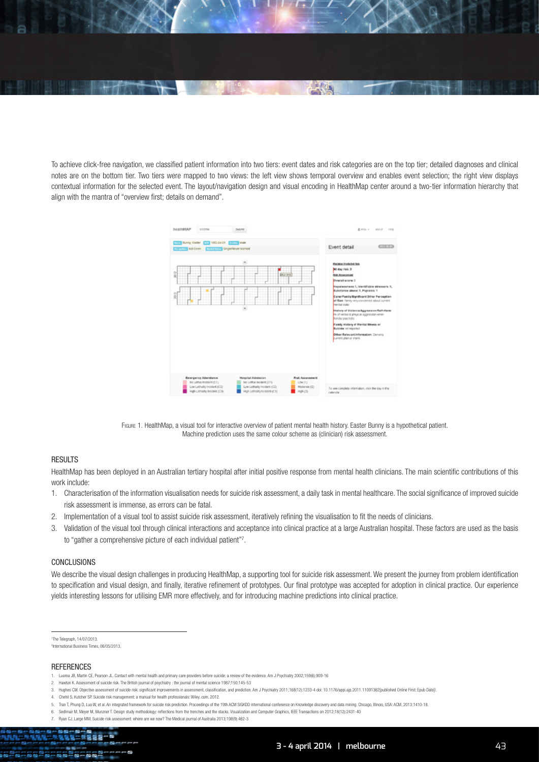To achieve click-free navigation, we classified patient information into two tiers: event dates and risk categories are on the top tier; detailed diagnoses and clinical notes are on the bottom tier. Two tiers were mapped to two views: the left view shows temporal overview and enables event selection; the right view displays contextual information for the selected event. The layout/navigation design and visual encoding in HealthMap center around a two-tier information hierarchy that align with the mantra of "overview first; details on demand".

Figure 1. HealthMap, a visual tool for interactive overview of patient mental health history. Easter Bunny is a hypothetical patient. Machine prediction uses the same colour scheme as (clinician) risk assessment.

## RESULTS

HealthMap has been deployed in an Australian tertiary hospital after initial positive response from mental health clinicians. The main scientific contributions of this work include:

1. Characterisation of the information visualisation needs for suicide risk assessment, a daily task in mental healthcare. The social significance of improved suicide risk assessment is immense, as errors can be fatal.
2. Implementation of a visual tool to assist suicide risk assessment, iteratively refining the visualisation to fit the needs of clinicians.
3. Validation of the visual tool through clinical interactions and acceptance into clinical practice at a large Australian hospital. These factors are used as the basis to "gather a comprehensive picture of each individual patient"[7].

## CONCLUSIONS

We describe the visual design challenges in producing HealthMap, a supporting tool for suicide risk assessment. We present the journey from problem identification to specification and visual design, and finally, iterative refinement of prototypes. Our final prototype was accepted for adoption in clinical practice. Our experience yields interesting lessons for utilising EMR more effectively, and for introducing machine predictions into clinical practice.

---

[1]The Telegraph, 14/07/2013.
[2]International Business Times, 06/05/2013.

## REFERENCES

1. Luoma JB, Martin CE, Pearson JL. Contact with mental health and primary care providers before suicide: a review of the evidence. Am J Psychiatry 2002;159(6):909-16
2. Hawton K. Assessment of suicide risk. The British journal of psychiatry : the journal of mental science 1987;150:145-53
3. Hughes CW. Objective assessment of suicide risk: significant improvements in assessment, classification, and prediction. Am J Psychiatry 2011;168(12):1233-4 doi: 10.1176/appi.ajp.2011.11091362[published Online First: Epub Date]|.
4. Chehil S, Kutcher SP. Suicide risk management: a manual for health professionals: Wiley. com, 2012.
5. Tran T, Phung D, Luo W, et al. An integrated framework for suicide risk prediction. Proceedings of the 19th ACM SIGKDD international conference on Knowledge discovery and data mining. Chicago, Illinois, USA: ACM, 2013:1410-18.
6. Sedlmair M, Meyer M, Munzner T. Design study methodology: reflections from the trenches and the stacks. Visualization and Computer Graphics, IEEE Transactions on 2012;18(12):2431-40
7. Ryan CJ, Large MM. Suicide risk assessment: where are we now? The Medical journal of Australia 2013;198(9):462-3